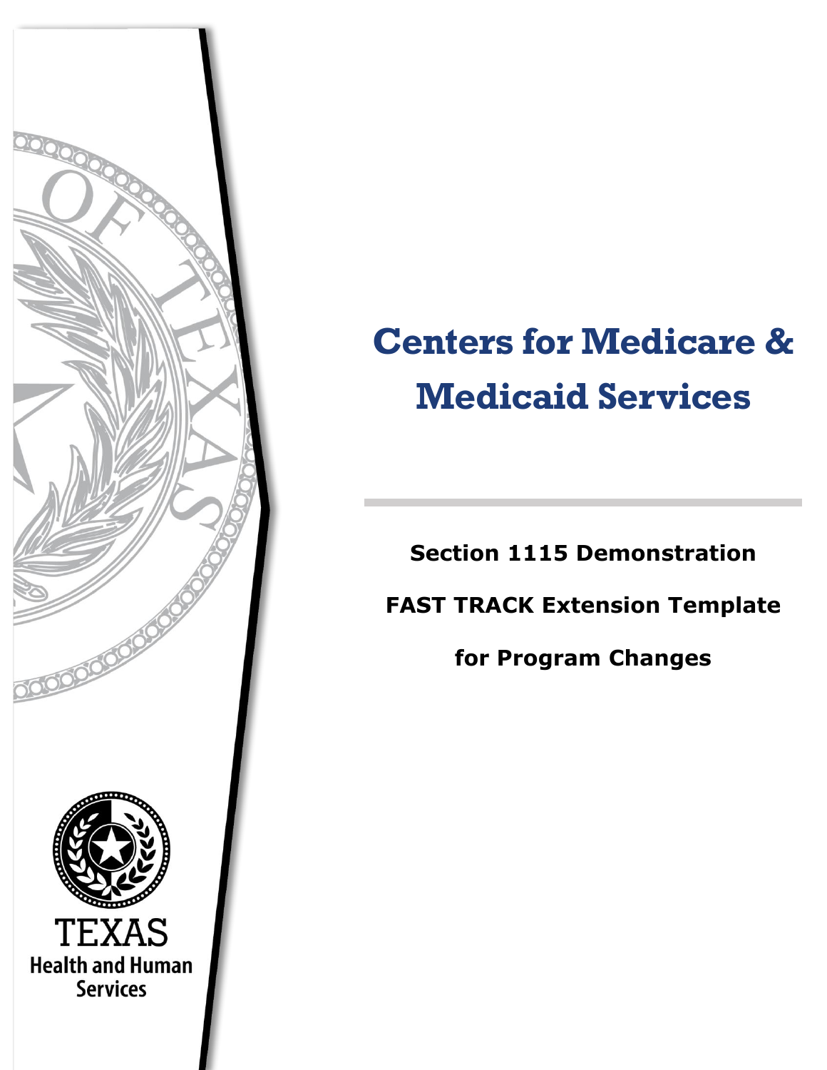# Centers for Medicare & Medicaid Services

**Section 1115 Demonstration**

**FAST TRACK Extension Template**

**for Program Changes**

TEXAS
Health and Human Services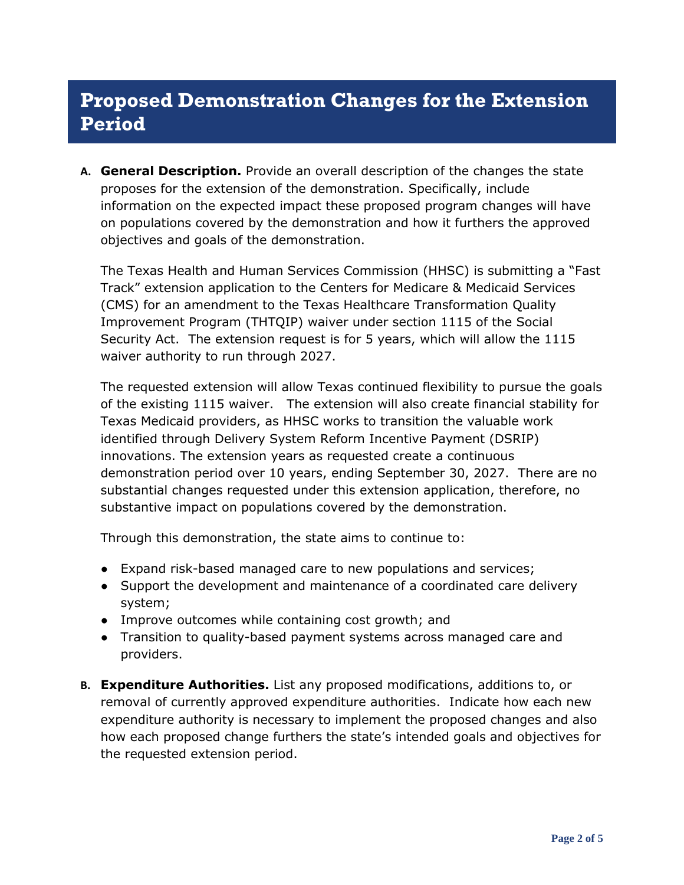# Proposed Demonstration Changes for the Extension Period

**A. General Description.** Provide an overall description of the changes the state proposes for the extension of the demonstration. Specifically, include information on the expected impact these proposed program changes will have on populations covered by the demonstration and how it furthers the approved objectives and goals of the demonstration.

The Texas Health and Human Services Commission (HHSC) is submitting a "Fast Track" extension application to the Centers for Medicare & Medicaid Services (CMS) for an amendment to the Texas Healthcare Transformation Quality Improvement Program (THTQIP) waiver under section 1115 of the Social Security Act. The extension request is for 5 years, which will allow the 1115 waiver authority to run through 2027.

The requested extension will allow Texas continued flexibility to pursue the goals of the existing 1115 waiver. The extension will also create financial stability for Texas Medicaid providers, as HHSC works to transition the valuable work identified through Delivery System Reform Incentive Payment (DSRIP) innovations. The extension years as requested create a continuous demonstration period over 10 years, ending September 30, 2027. There are no substantial changes requested under this extension application, therefore, no substantive impact on populations covered by the demonstration.

Through this demonstration, the state aims to continue to:

- Expand risk-based managed care to new populations and services;
- Support the development and maintenance of a coordinated care delivery system;
- Improve outcomes while containing cost growth; and
- Transition to quality-based payment systems across managed care and providers.

**B. Expenditure Authorities.** List any proposed modifications, additions to, or removal of currently approved expenditure authorities. Indicate how each new expenditure authority is necessary to implement the proposed changes and also how each proposed change furthers the state's intended goals and objectives for the requested extension period.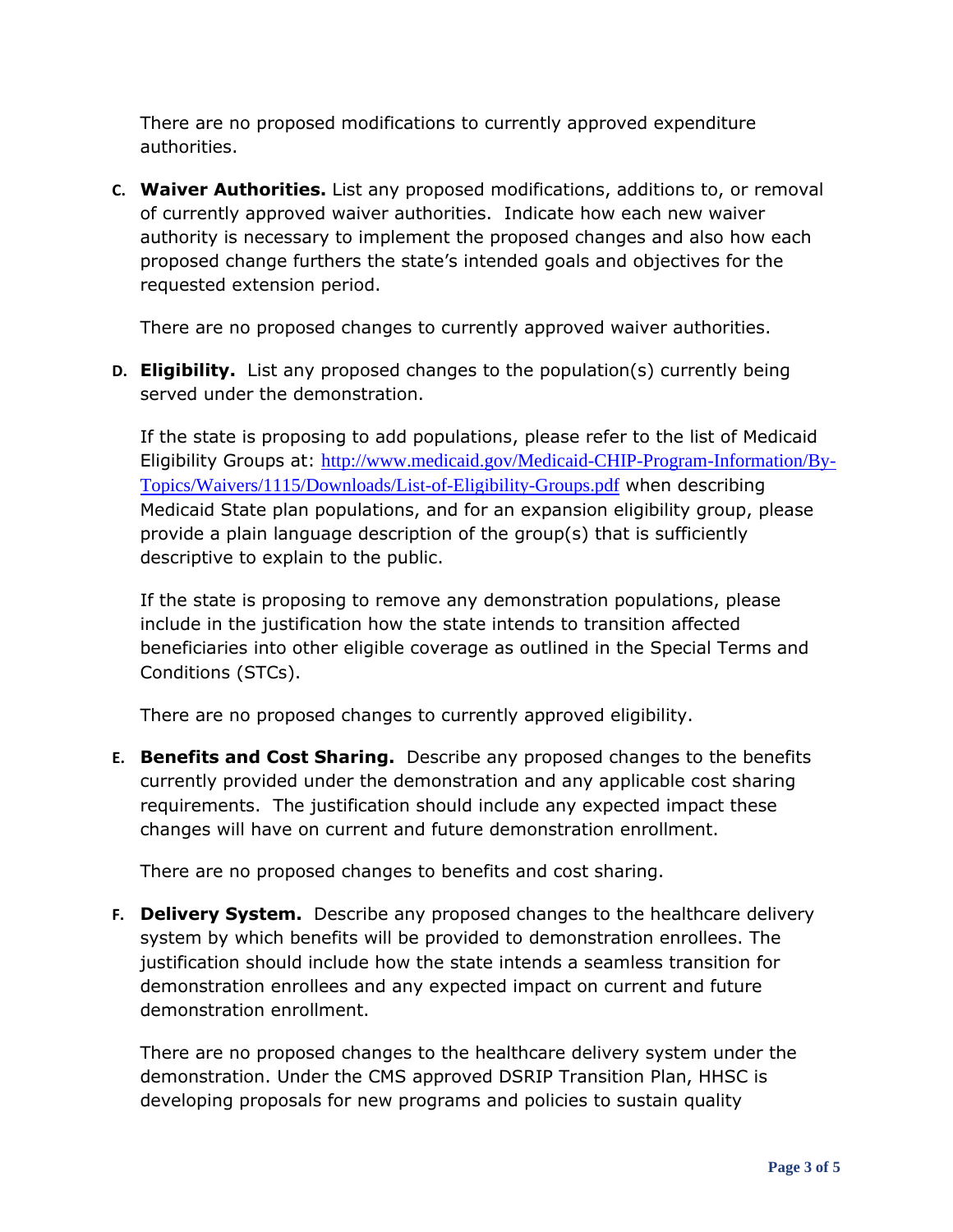There are no proposed modifications to currently approved expenditure authorities.

**C. Waiver Authorities.** List any proposed modifications, additions to, or removal of currently approved waiver authorities. Indicate how each new waiver authority is necessary to implement the proposed changes and also how each proposed change furthers the state's intended goals and objectives for the requested extension period.

There are no proposed changes to currently approved waiver authorities.

**D. Eligibility.** List any proposed changes to the population(s) currently being served under the demonstration.

If the state is proposing to add populations, please refer to the list of Medicaid Eligibility Groups at: [http://www.medicaid.gov/Medicaid-CHIP-Program-Information/By-Topics/Waivers/1115/Downloads/List-of-Eligibility-Groups.pdf](http://www.medicaid.gov/Medicaid-CHIP-Program-Information/By-Topics/Waivers/1115/Downloads/List-of-Eligibility-Groups.pdf) when describing Medicaid State plan populations, and for an expansion eligibility group, please provide a plain language description of the group(s) that is sufficiently descriptive to explain to the public.

If the state is proposing to remove any demonstration populations, please include in the justification how the state intends to transition affected beneficiaries into other eligible coverage as outlined in the Special Terms and Conditions (STCs).

There are no proposed changes to currently approved eligibility.

**E. Benefits and Cost Sharing.** Describe any proposed changes to the benefits currently provided under the demonstration and any applicable cost sharing requirements. The justification should include any expected impact these changes will have on current and future demonstration enrollment.

There are no proposed changes to benefits and cost sharing.

**F. Delivery System.** Describe any proposed changes to the healthcare delivery system by which benefits will be provided to demonstration enrollees. The justification should include how the state intends a seamless transition for demonstration enrollees and any expected impact on current and future demonstration enrollment.

There are no proposed changes to the healthcare delivery system under the demonstration. Under the CMS approved DSRIP Transition Plan, HHSC is developing proposals for new programs and policies to sustain quality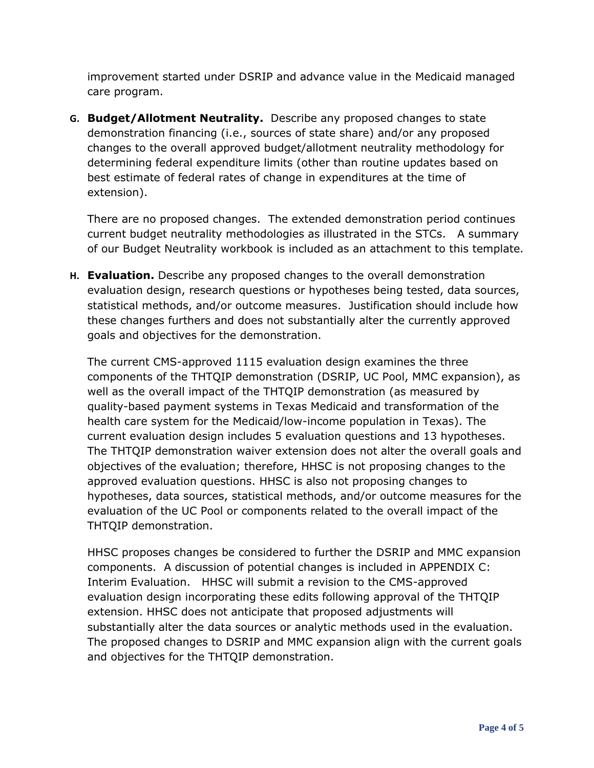improvement started under DSRIP and advance value in the Medicaid managed care program.

**G. Budget/Allotment Neutrality.** Describe any proposed changes to state demonstration financing (i.e., sources of state share) and/or any proposed changes to the overall approved budget/allotment neutrality methodology for determining federal expenditure limits (other than routine updates based on best estimate of federal rates of change in expenditures at the time of extension).

There are no proposed changes. The extended demonstration period continues current budget neutrality methodologies as illustrated in the STCs. A summary of our Budget Neutrality workbook is included as an attachment to this template.

**H. Evaluation.** Describe any proposed changes to the overall demonstration evaluation design, research questions or hypotheses being tested, data sources, statistical methods, and/or outcome measures. Justification should include how these changes furthers and does not substantially alter the currently approved goals and objectives for the demonstration.

The current CMS-approved 1115 evaluation design examines the three components of the THTQIP demonstration (DSRIP, UC Pool, MMC expansion), as well as the overall impact of the THTQIP demonstration (as measured by quality-based payment systems in Texas Medicaid and transformation of the health care system for the Medicaid/low-income population in Texas). The current evaluation design includes 5 evaluation questions and 13 hypotheses. The THTQIP demonstration waiver extension does not alter the overall goals and objectives of the evaluation; therefore, HHSC is not proposing changes to the approved evaluation questions. HHSC is also not proposing changes to hypotheses, data sources, statistical methods, and/or outcome measures for the evaluation of the UC Pool or components related to the overall impact of the THTQIP demonstration.

HHSC proposes changes be considered to further the DSRIP and MMC expansion components. A discussion of potential changes is included in APPENDIX C: Interim Evaluation. HHSC will submit a revision to the CMS-approved evaluation design incorporating these edits following approval of the THTQIP extension. HHSC does not anticipate that proposed adjustments will substantially alter the data sources or analytic methods used in the evaluation. The proposed changes to DSRIP and MMC expansion align with the current goals and objectives for the THTQIP demonstration.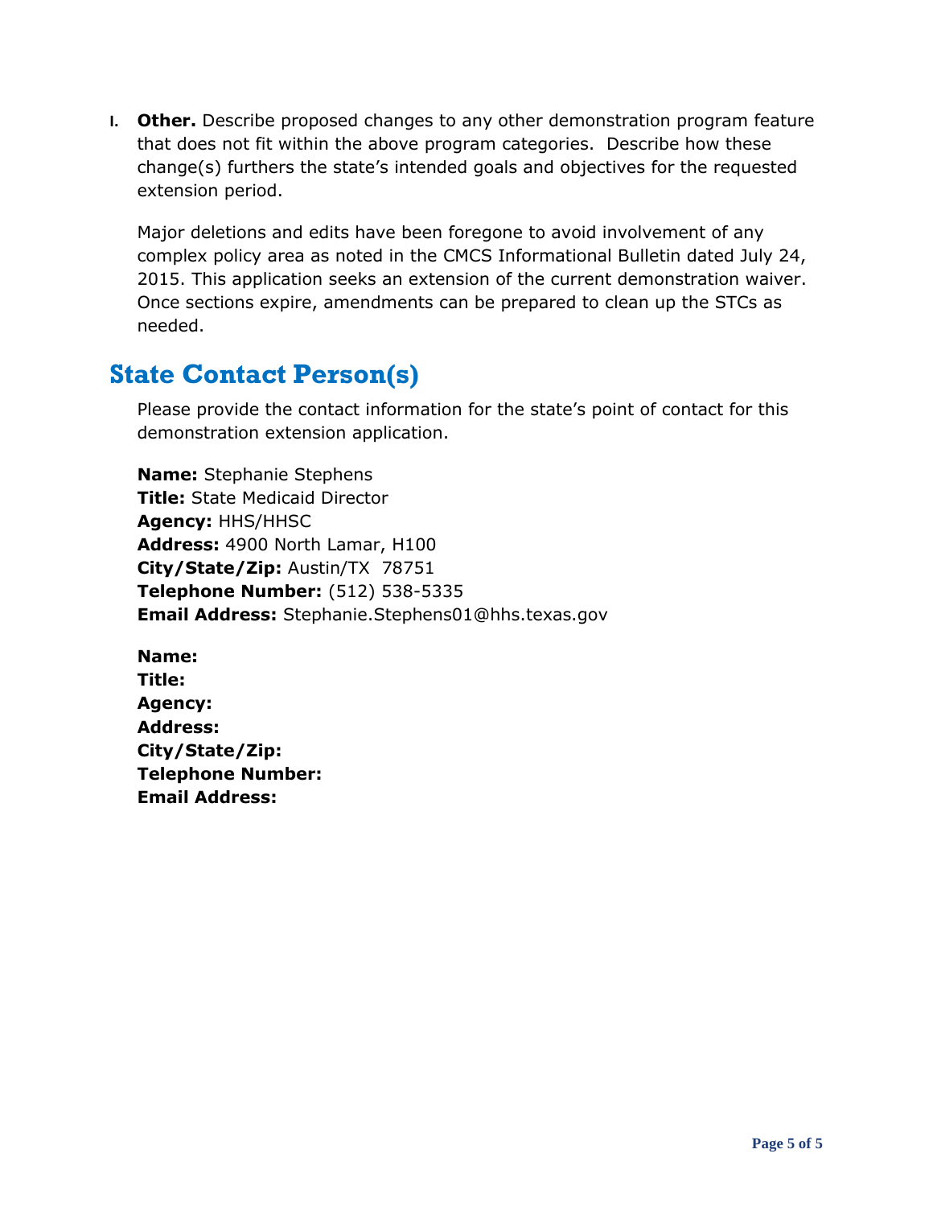I. **Other.** Describe proposed changes to any other demonstration program feature that does not fit within the above program categories. Describe how these change(s) furthers the state's intended goals and objectives for the requested extension period.

Major deletions and edits have been foregone to avoid involvement of any complex policy area as noted in the CMCS Informational Bulletin dated July 24, 2015. This application seeks an extension of the current demonstration waiver. Once sections expire, amendments can be prepared to clean up the STCs as needed.

## State Contact Person(s)

Please provide the contact information for the state's point of contact for this demonstration extension application.

**Name:** Stephanie Stephens
**Title:** State Medicaid Director
**Agency:** HHS/HHSC
**Address:** 4900 North Lamar, H100
**City/State/Zip:** Austin/TX 78751
**Telephone Number:** (512) 538-5335
**Email Address:** Stephanie.Stephens01@hhs.texas.gov

**Name:**
**Title:**
**Agency:**
**Address:**
**City/State/Zip:**
**Telephone Number:**
**Email Address:**